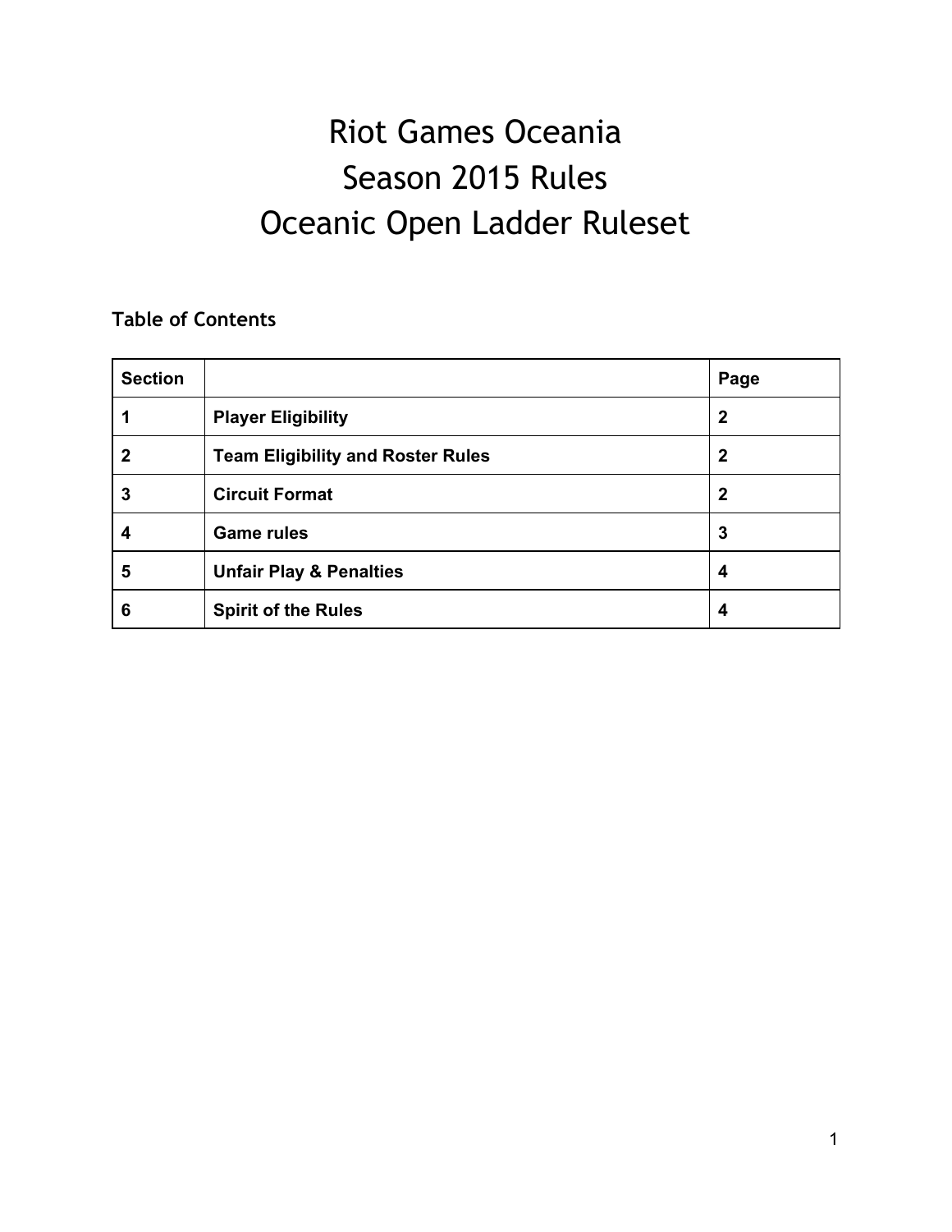# Riot Games Oceania
# Season 2015 Rules
# Oceanic Open Ladder Ruleset

**Table of Contents**

| **Section** | | **Page** |
|---|---|---|
| **1** | **Player Eligibility** | **2** |
| **2** | **Team Eligibility and Roster Rules** | **2** |
| **3** | **Circuit Format** | **2** |
| **4** | **Game rules** | **3** |
| **5** | **Unfair Play & Penalties** | **4** |
| **6** | **Spirit of the Rules** | **4** |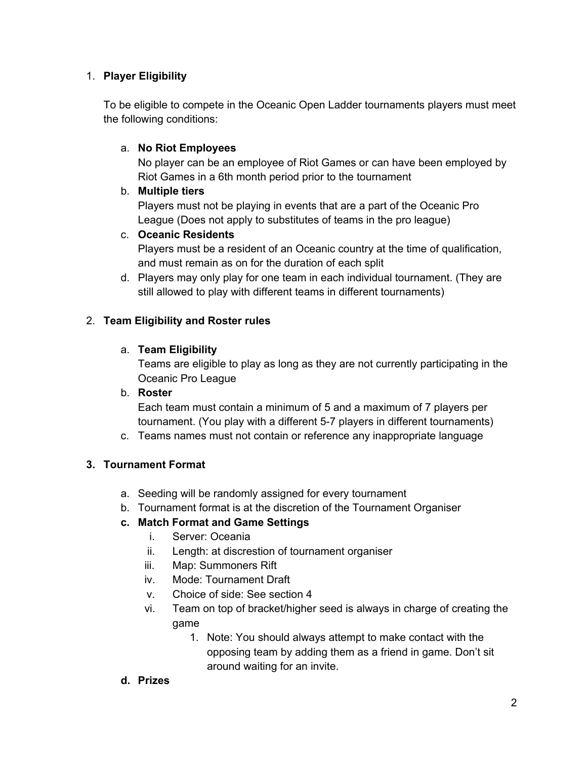1. **Player Eligibility**

   To be eligible to compete in the Oceanic Open Ladder tournaments players must meet the following conditions:

   a. **No Riot Employees**
      No player can be an employee of Riot Games or can have been employed by Riot Games in a 6th month period prior to the tournament
   b. **Multiple tiers**
      Players must not be playing in events that are a part of the Oceanic Pro League (Does not apply to substitutes of teams in the pro league)
   c. **Oceanic Residents**
      Players must be a resident of an Oceanic country at the time of qualification, and must remain as on for the duration of each split
   d. Players may only play for one team in each individual tournament. (They are still allowed to play with different teams in different tournaments)

2. **Team Eligibility and Roster rules**

   a. **Team Eligibility**
      Teams are eligible to play as long as they are not currently participating in the Oceanic Pro League
   b. **Roster**
      Each team must contain a minimum of 5 and a maximum of 7 players per tournament. (You play with a different 5-7 players in different tournaments)
   c. Teams names must not contain or reference any inappropriate language

3. **Tournament Format**

   a. Seeding will be randomly assigned for every tournament
   b. Tournament format is at the discretion of the Tournament Organiser
   c. **Match Format and Game Settings**
      i. Server: Oceania
      ii. Length: at discrestion of tournament organiser
      iii. Map: Summoners Rift
      iv. Mode: Tournament Draft
      v. Choice of side: See section 4
      vi. Team on top of bracket/higher seed is always in charge of creating the game
         1. Note: You should always attempt to make contact with the opposing team by adding them as a friend in game. Don't sit around waiting for an invite.
   d. **Prizes**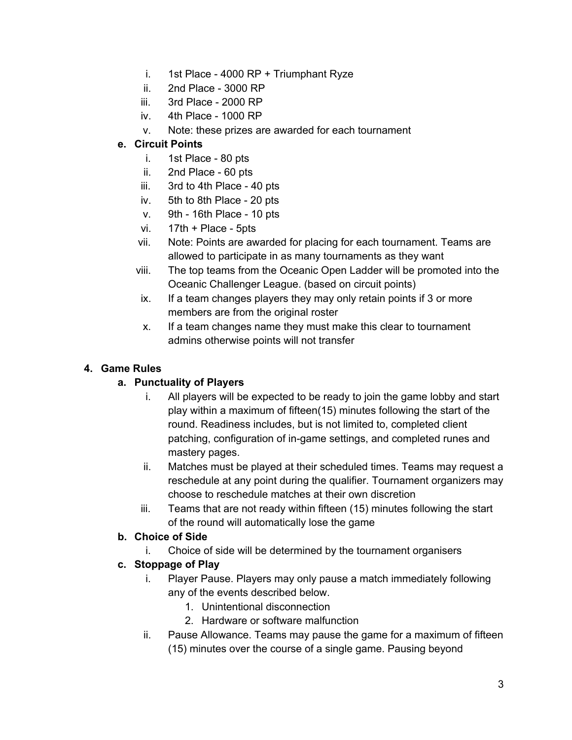i. 1st Place - 4000 RP + Triumphant Ryze
ii. 2nd Place - 3000 RP
iii. 3rd Place - 2000 RP
iv. 4th Place - 1000 RP
v. Note: these prizes are awarded for each tournament

**e. Circuit Points**

i. 1st Place - 80 pts
ii. 2nd Place - 60 pts
iii. 3rd to 4th Place - 40 pts
iv. 5th to 8th Place - 20 pts
v. 9th - 16th Place - 10 pts
vi. 17th + Place - 5pts
vii. Note: Points are awarded for placing for each tournament. Teams are allowed to participate in as many tournaments as they want
viii. The top teams from the Oceanic Open Ladder will be promoted into the Oceanic Challenger League. (based on circuit points)
ix. If a team changes players they may only retain points if 3 or more members are from the original roster
x. If a team changes name they must make this clear to tournament admins otherwise points will not transfer

## 4. Game Rules

**a. Punctuality of Players**

i. All players will be expected to be ready to join the game lobby and start play within a maximum of fifteen(15) minutes following the start of the round. Readiness includes, but is not limited to, completed client patching, configuration of in-game settings, and completed runes and mastery pages.
ii. Matches must be played at their scheduled times. Teams may request a reschedule at any point during the qualifier. Tournament organizers may choose to reschedule matches at their own discretion
iii. Teams that are not ready within fifteen (15) minutes following the start of the round will automatically lose the game

**b. Choice of Side**

i. Choice of side will be determined by the tournament organisers

**c. Stoppage of Play**

i. Player Pause. Players may only pause a match immediately following any of the events described below.
   1. Unintentional disconnection
   2. Hardware or software malfunction
ii. Pause Allowance. Teams may pause the game for a maximum of fifteen (15) minutes over the course of a single game. Pausing beyond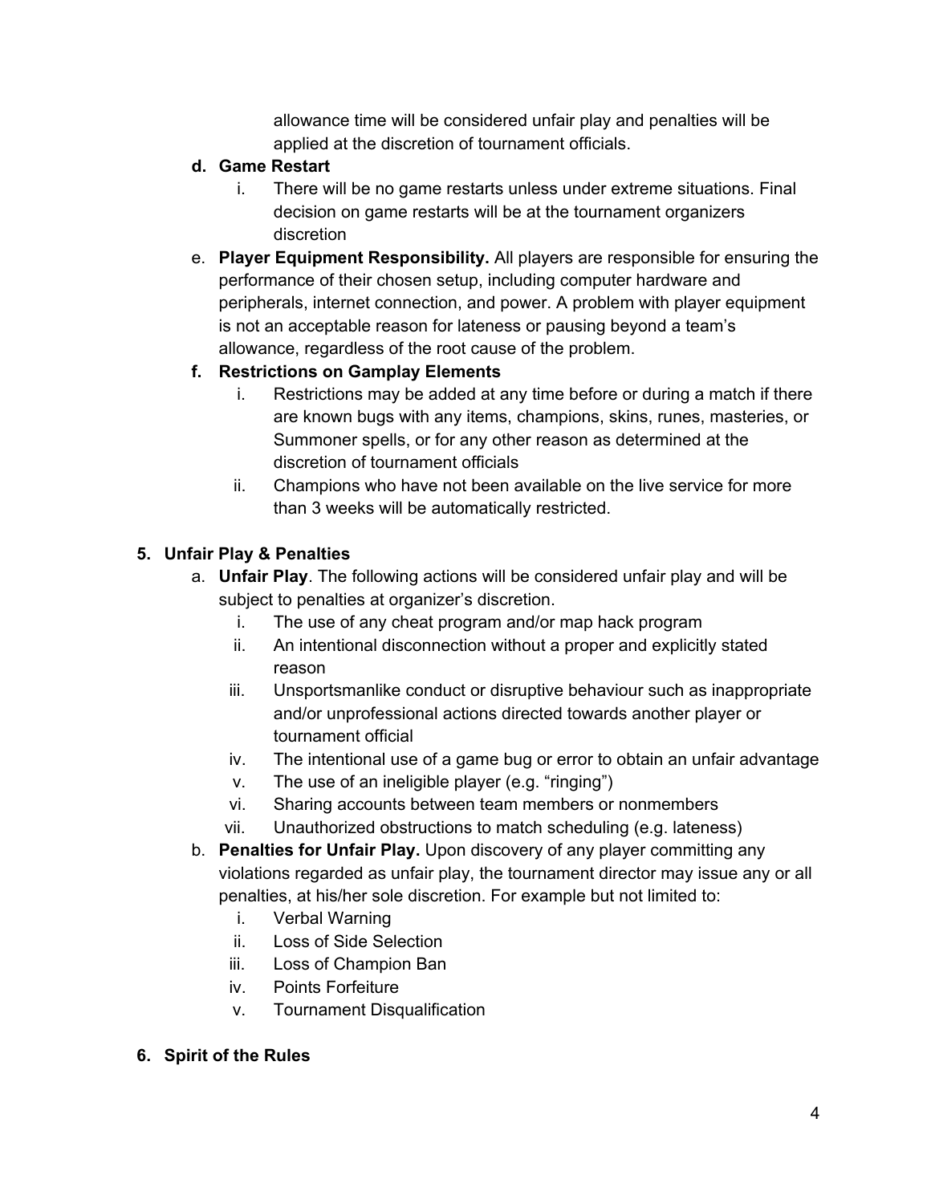allowance time will be considered unfair play and penalties will be applied at the discretion of tournament officials.

**d. Game Restart**

i. There will be no game restarts unless under extreme situations. Final decision on game restarts will be at the tournament organizers discretion

e. **Player Equipment Responsibility.** All players are responsible for ensuring the performance of their chosen setup, including computer hardware and peripherals, internet connection, and power. A problem with player equipment is not an acceptable reason for lateness or pausing beyond a team's allowance, regardless of the root cause of the problem.

**f. Restrictions on Gamplay Elements**

i. Restrictions may be added at any time before or during a match if there are known bugs with any items, champions, skins, runes, masteries, or Summoner spells, or for any other reason as determined at the discretion of tournament officials

ii. Champions who have not been available on the live service for more than 3 weeks will be automatically restricted.

## 5. Unfair Play & Penalties

a. **Unfair Play**. The following actions will be considered unfair play and will be subject to penalties at organizer's discretion.

i. The use of any cheat program and/or map hack program

ii. An intentional disconnection without a proper and explicitly stated reason

iii. Unsportsmanlike conduct or disruptive behaviour such as inappropriate and/or unprofessional actions directed towards another player or tournament official

iv. The intentional use of a game bug or error to obtain an unfair advantage

v. The use of an ineligible player (e.g. "ringing")

vi. Sharing accounts between team members or nonmembers

vii. Unauthorized obstructions to match scheduling (e.g. lateness)

b. **Penalties for Unfair Play.** Upon discovery of any player committing any violations regarded as unfair play, the tournament director may issue any or all penalties, at his/her sole discretion. For example but not limited to:

i. Verbal Warning

ii. Loss of Side Selection

iii. Loss of Champion Ban

iv. Points Forfeiture

v. Tournament Disqualification

## 6. Spirit of the Rules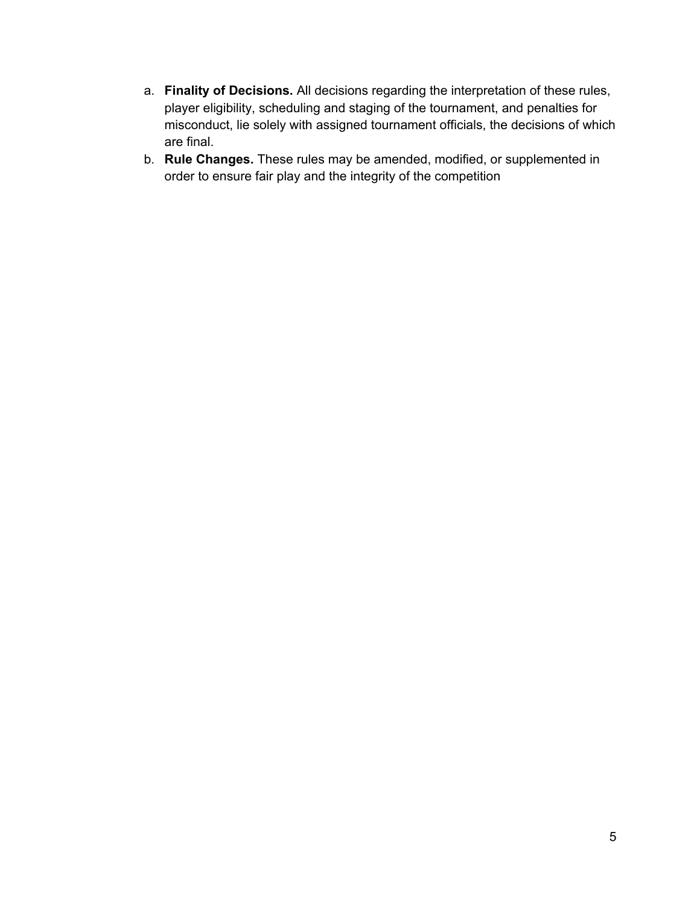a. **Finality of Decisions.** All decisions regarding the interpretation of these rules, player eligibility, scheduling and staging of the tournament, and penalties for misconduct, lie solely with assigned tournament officials, the decisions of which are final.
b. **Rule Changes.** These rules may be amended, modified, or supplemented in order to ensure fair play and the integrity of the competition